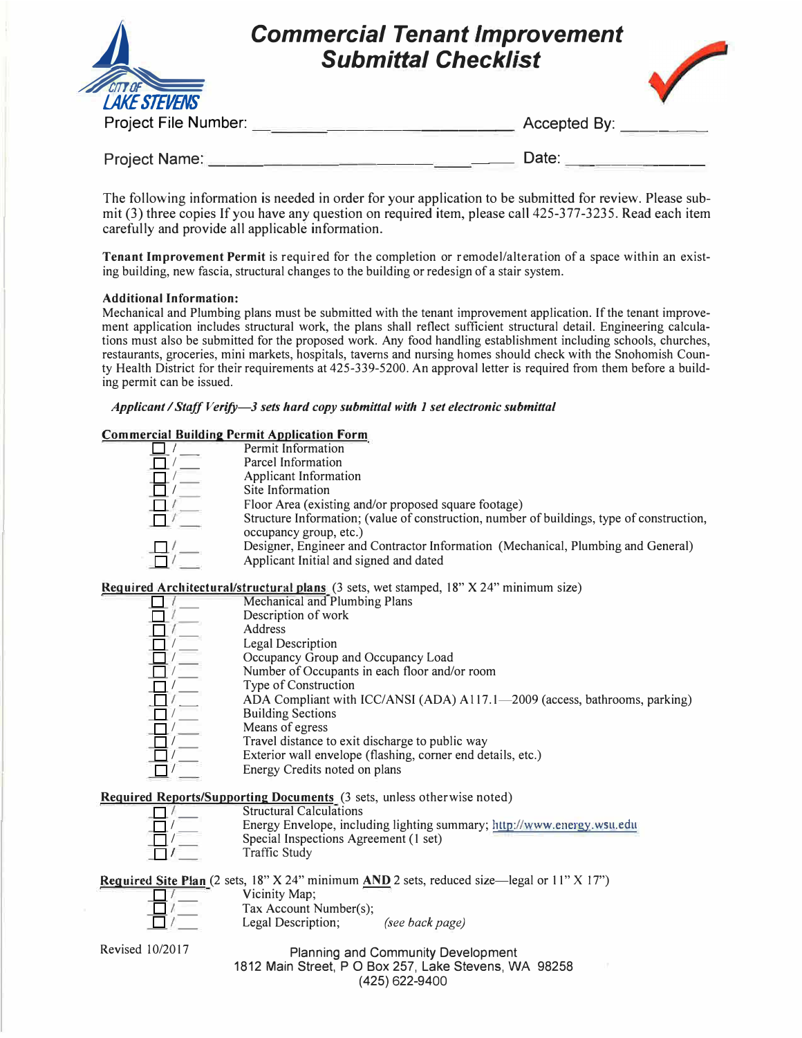# Commercial Tenant Improvement Submittal Checklist

CITY OF LAKE STEVENS

Project File Number: ______________________ Accepted By: ________

Project Name: ______________________ Date: ____________

The following information is needed in order for your application to be submitted for review. Please submit (3) three copies If you have any question on required item, please call 425-377-3235. Read each item carefully and provide all applicable information.

**Tenant Improvement Permit** is required for the completion or remodel/alteration of a space within an existing building, new fascia, structural changes to the building or redesign of a stair system.

**Additional Information:**
Mechanical and Plumbing plans must be submitted with the tenant improvement application. If the tenant improvement application includes structural work, the plans shall reflect sufficient structural detail. Engineering calculations must also be submitted for the proposed work. Any food handling establishment including schools, churches, restaurants, groceries, mini markets, hospitals, taverns and nursing homes should check with the Snohomish County Health District for their requirements at 425-339-5200. An approval letter is required from them before a building permit can be issued.

***Applicant / Staff Verify—3 sets hard copy submittal with 1 set electronic submittal***

**Commercial Building Permit Application Form**

- ☐ / ___ Permit Information
- ☐ / ___ Parcel Information
- ☐ / ___ Applicant Information
- ☐ / ___ Site Information
- ☐ / ___ Floor Area (existing and/or proposed square footage)
- ☐ / ___ Structure Information; (value of construction, number of buildings, type of construction, occupancy group, etc.)
- ☐ / ___ Designer, Engineer and Contractor Information (Mechanical, Plumbing and General)
- ☐ / ___ Applicant Initial and signed and dated

**Required Architectural/structural plans** (3 sets, wet stamped, 18" X 24" minimum size)

- ☐ / ___ Mechanical and Plumbing Plans
- ☐ / ___ Description of work
- ☐ / ___ Address
- ☐ / ___ Legal Description
- ☐ / ___ Occupancy Group and Occupancy Load
- ☐ / ___ Number of Occupants in each floor and/or room
- ☐ / ___ Type of Construction
- ☐ / ___ ADA Compliant with ICC/ANSI (ADA) A117.1—2009 (access, bathrooms, parking)
- ☐ / ___ Building Sections
- ☐ / ___ Means of egress
- ☐ / ___ Travel distance to exit discharge to public way
- ☐ / ___ Exterior wall envelope (flashing, corner end details, etc.)
- ☐ / ___ Energy Credits noted on plans

**Required Reports/Supporting Documents** (3 sets, unless otherwise noted)

- ☐ / ___ Structural Calculations
- ☐ / ___ Energy Envelope, including lighting summary; http://www.energy.wsu.edu
- ☐ / ___ Special Inspections Agreement (1 set)
- ☐ / ___ Traffic Study

**Required Site Plan** (2 sets, 18" X 24" minimum **AND** 2 sets, reduced size—legal or 11" X 17")

- ☐ / ___ Vicinity Map;
- ☐ / ___ Tax Account Number(s);
- ☐ / ___ Legal Description; *(see back page)*

Revised 10/2017

Planning and Community Development
1812 Main Street, P O Box 257, Lake Stevens, WA 98258
(425) 622-9400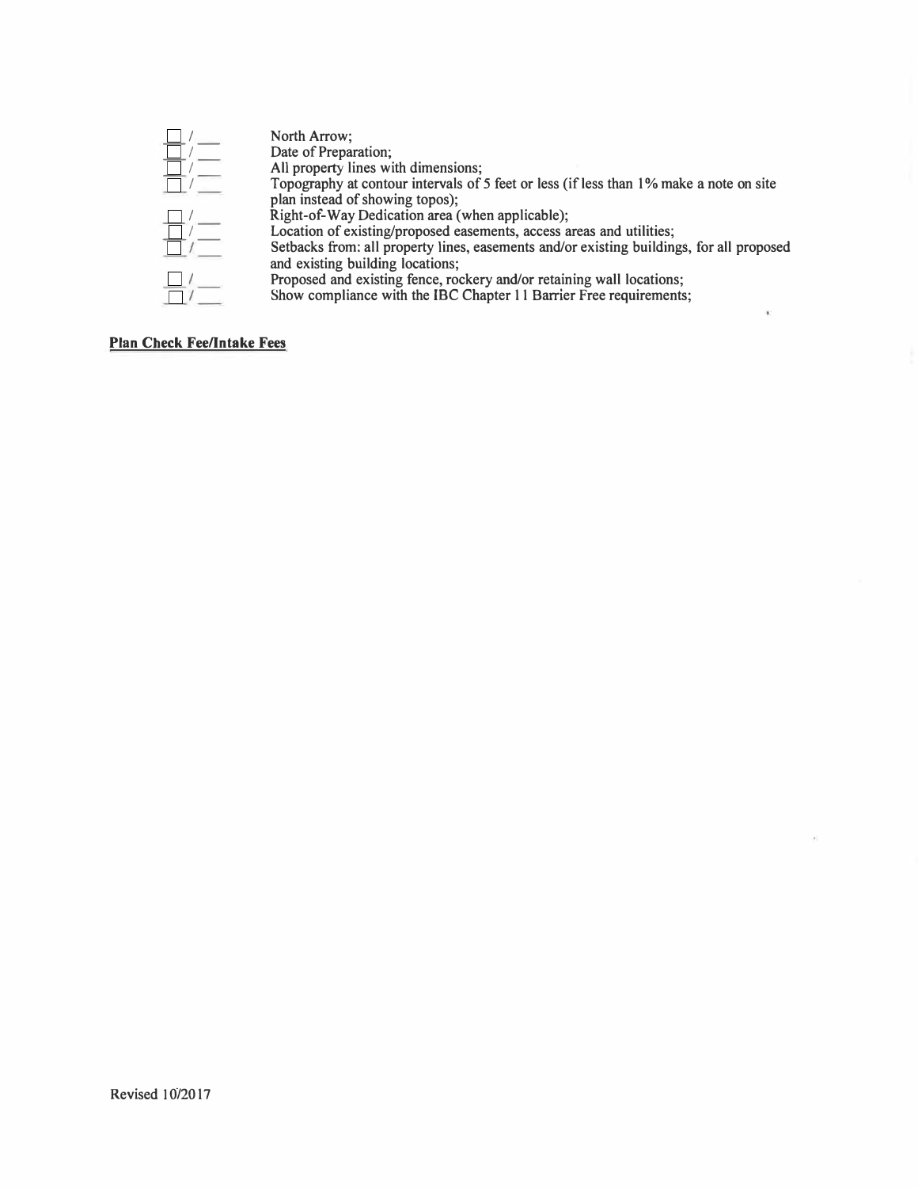- ☐ / ___ North Arrow;
- ☐ / ___ Date of Preparation;
- ☐ / ___ All property lines with dimensions;
- ☐ / ___ Topography at contour intervals of 5 feet or less (if less than 1% make a note on site plan instead of showing topos);
- ☐ / ___ Right-of-Way Dedication area (when applicable);
- ☐ / ___ Location of existing/proposed easements, access areas and utilities;
- ☐ / ___ Setbacks from: all property lines, easements and/or existing buildings, for all proposed and existing building locations;
- ☐ / ___ Proposed and existing fence, rockery and/or retaining wall locations;
- ☐ / ___ Show compliance with the IBC Chapter 11 Barrier Free requirements;

**Plan Check Fee/Intake Fees**

Revised 10/2017